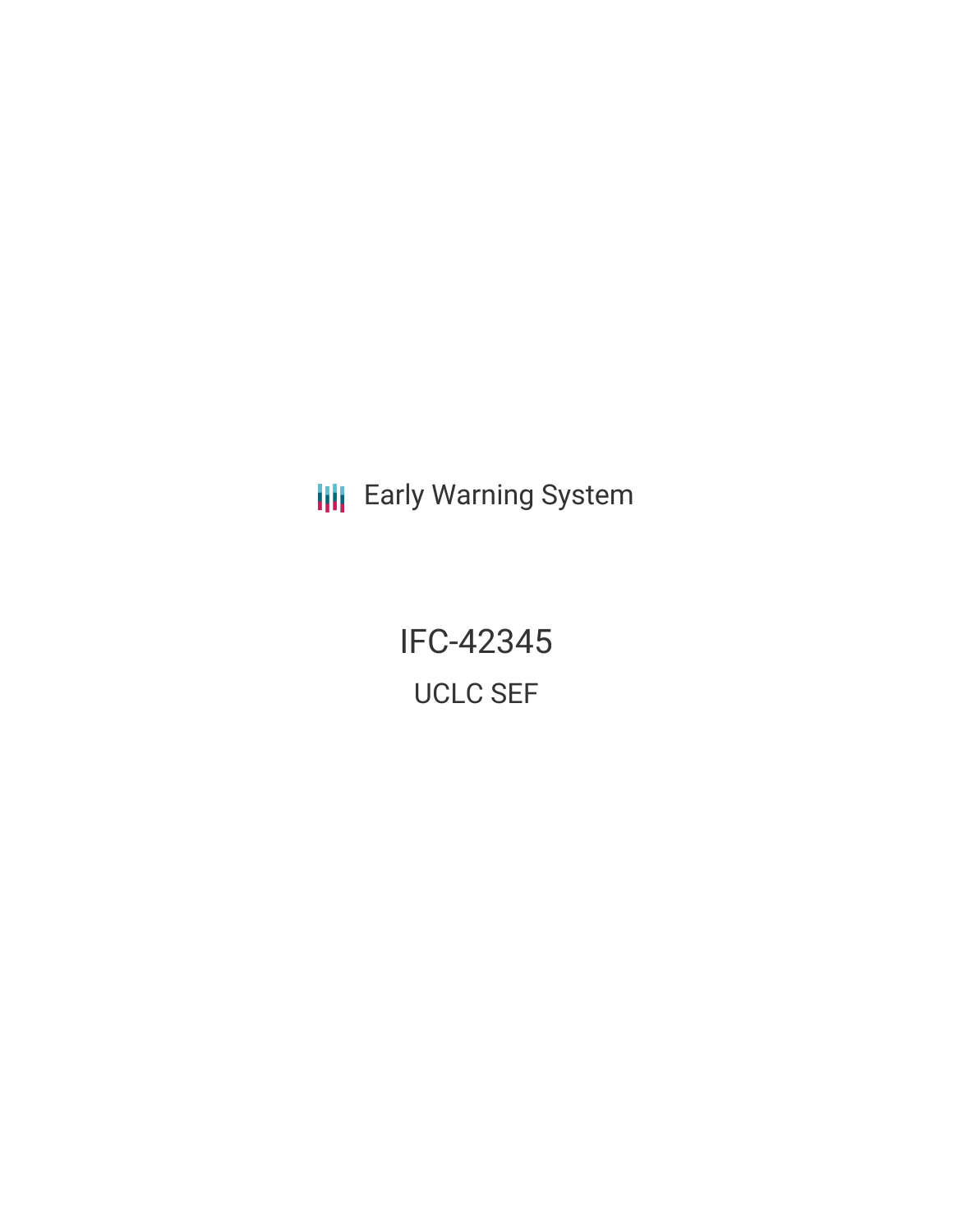Early Warning System

# IFC-42345

## UCLC SEF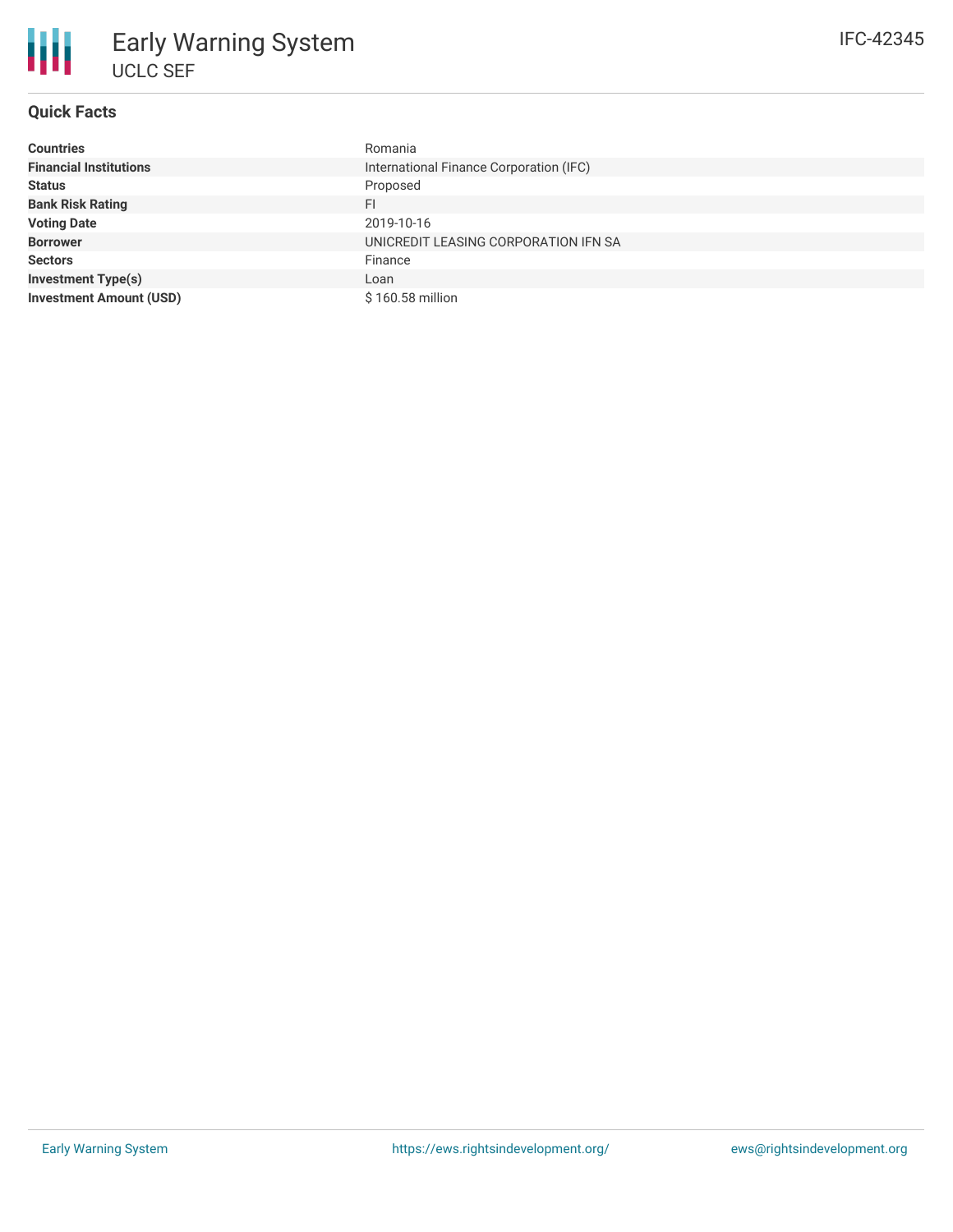# Early Warning System

UCLC SEF

IFC-42345

## Quick Facts

| | |
|---|---|
| **Countries** | Romania |
| **Financial Institutions** | International Finance Corporation (IFC) |
| **Status** | Proposed |
| **Bank Risk Rating** | FI |
| **Voting Date** | 2019-10-16 |
| **Borrower** | UNICREDIT LEASING CORPORATION IFN SA |
| **Sectors** | Finance |
| **Investment Type(s)** | Loan |
| **Investment Amount (USD)** | $ 160.58 million |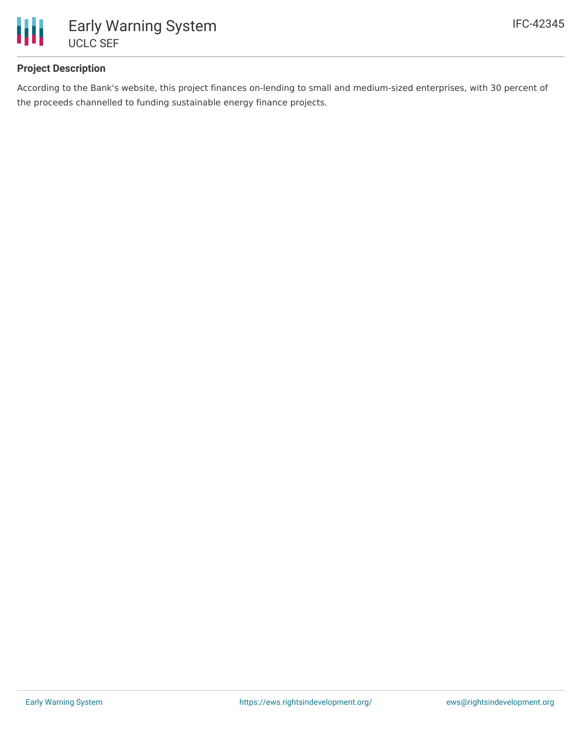### Project Description

According to the Bank's website, this project finances on-lending to small and medium-sized enterprises, with 30 percent of the proceeds channelled to funding sustainable energy finance projects.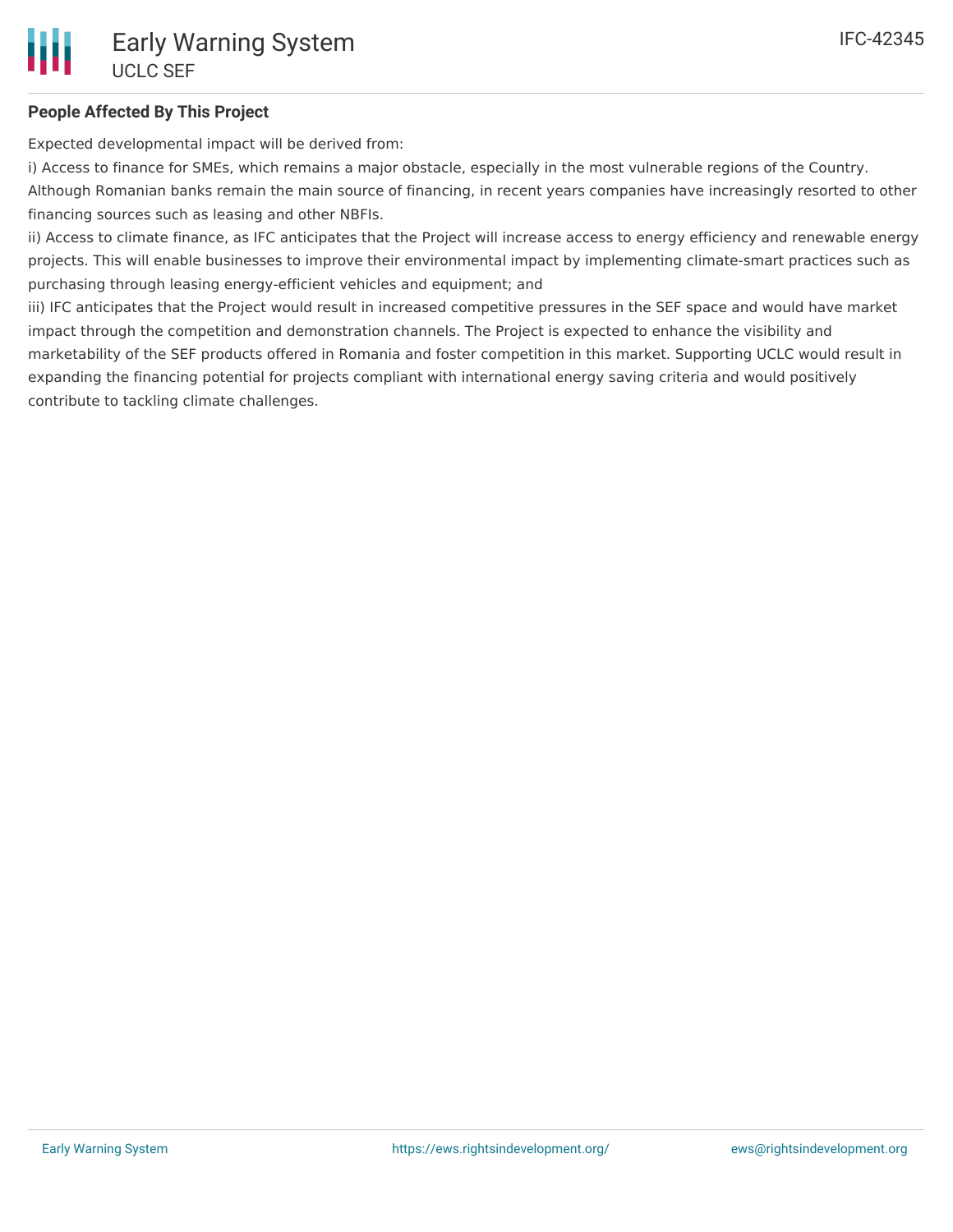## People Affected By This Project

Expected developmental impact will be derived from:

i) Access to finance for SMEs, which remains a major obstacle, especially in the most vulnerable regions of the Country. Although Romanian banks remain the main source of financing, in recent years companies have increasingly resorted to other financing sources such as leasing and other NBFIs.

ii) Access to climate finance, as IFC anticipates that the Project will increase access to energy efficiency and renewable energy projects. This will enable businesses to improve their environmental impact by implementing climate-smart practices such as purchasing through leasing energy-efficient vehicles and equipment; and

iii) IFC anticipates that the Project would result in increased competitive pressures in the SEF space and would have market impact through the competition and demonstration channels. The Project is expected to enhance the visibility and marketability of the SEF products offered in Romania and foster competition in this market. Supporting UCLC would result in expanding the financing potential for projects compliant with international energy saving criteria and would positively contribute to tackling climate challenges.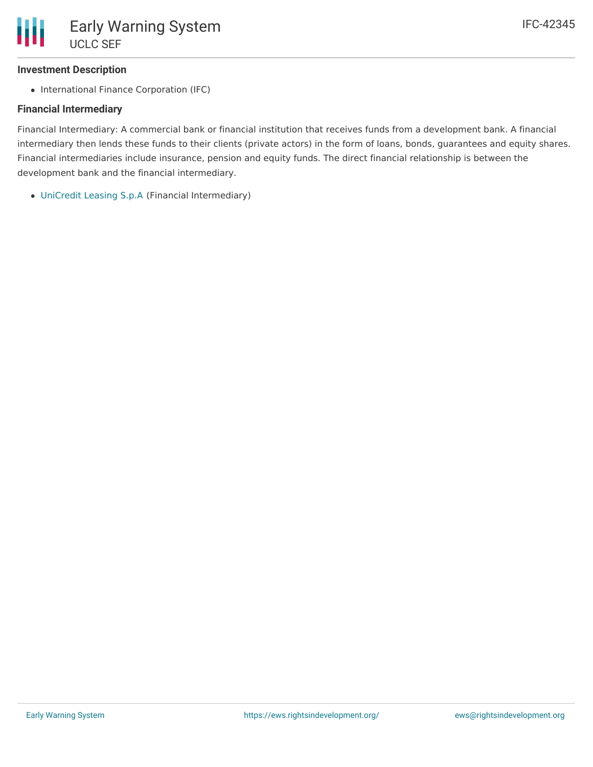### Investment Description

- International Finance Corporation (IFC)

### Financial Intermediary

Financial Intermediary: A commercial bank or financial institution that receives funds from a development bank. A financial intermediary then lends these funds to their clients (private actors) in the form of loans, bonds, guarantees and equity shares. Financial intermediaries include insurance, pension and equity funds. The direct financial relationship is between the development bank and the financial intermediary.

- UniCredit Leasing S.p.A (Financial Intermediary)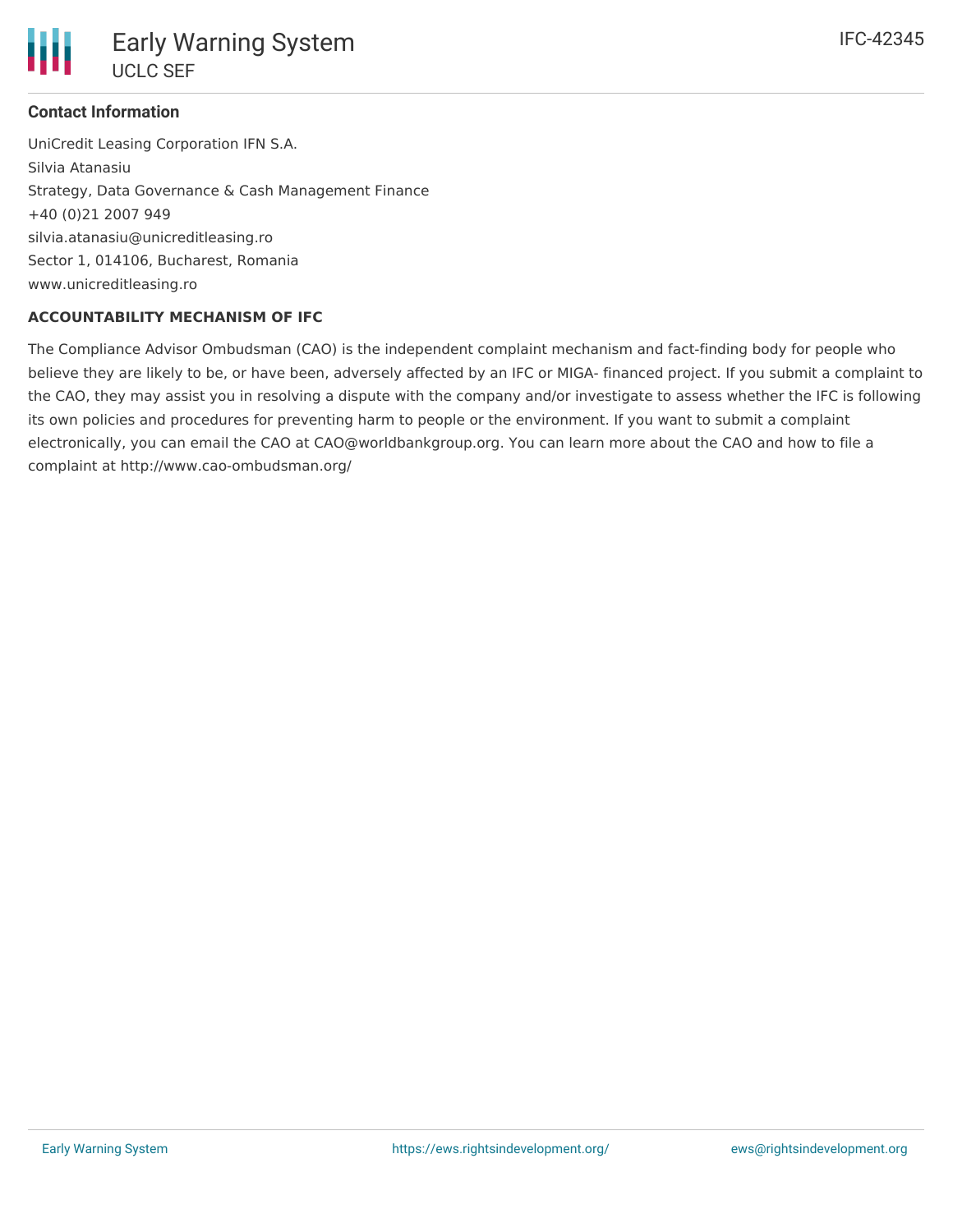**Contact Information**

UniCredit Leasing Corporation IFN S.A.
Silvia Atanasiu
Strategy, Data Governance & Cash Management Finance
+40 (0)21 2007 949
silvia.atanasiu@unicreditleasing.ro
Sector 1, 014106, Bucharest, Romania
www.unicreditleasing.ro

**ACCOUNTABILITY MECHANISM OF IFC**

The Compliance Advisor Ombudsman (CAO) is the independent complaint mechanism and fact-finding body for people who believe they are likely to be, or have been, adversely affected by an IFC or MIGA- financed project. If you submit a complaint to the CAO, they may assist you in resolving a dispute with the company and/or investigate to assess whether the IFC is following its own policies and procedures for preventing harm to people or the environment. If you want to submit a complaint electronically, you can email the CAO at CAO@worldbankgroup.org. You can learn more about the CAO and how to file a complaint at http://www.cao-ombudsman.org/